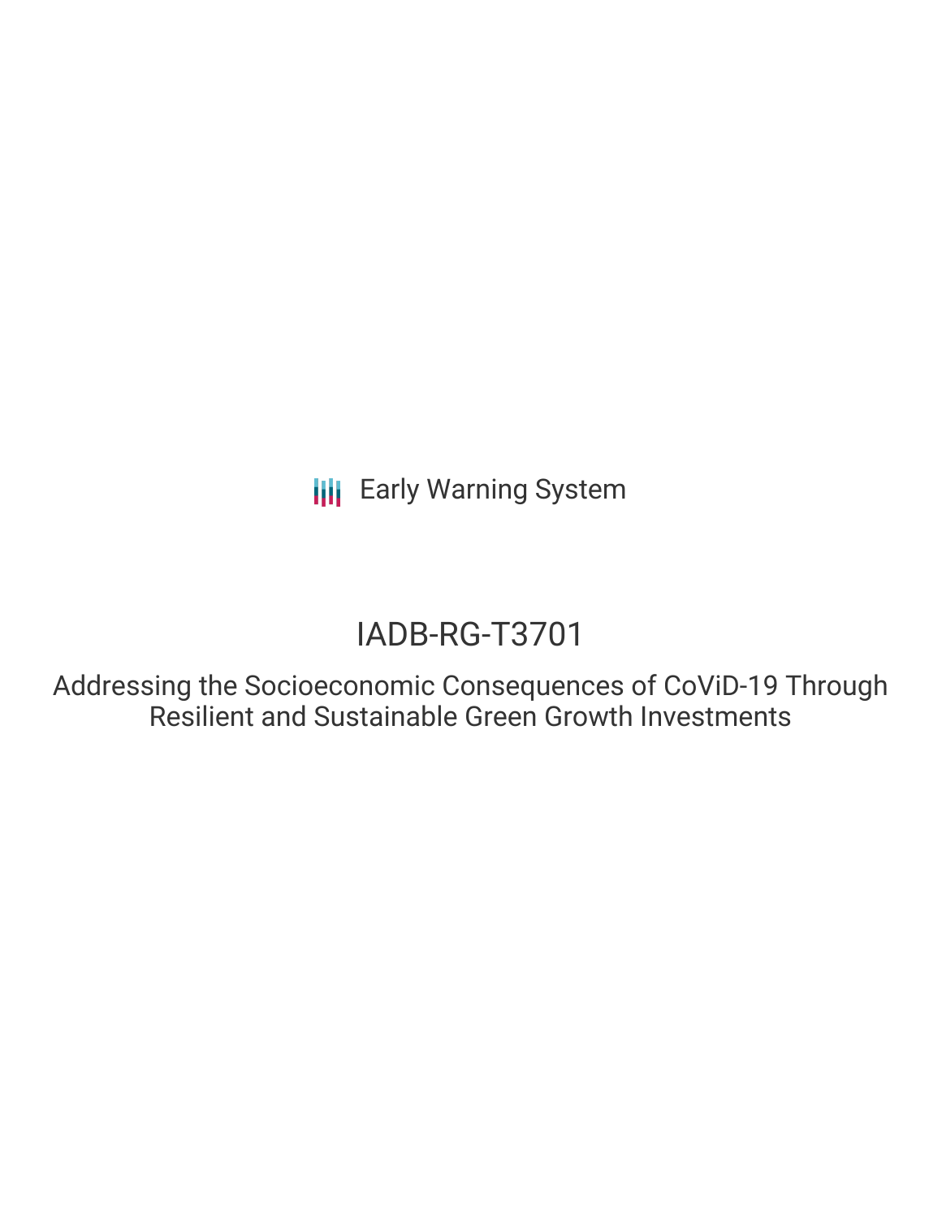Early Warning System

# IADB-RG-T3701

## Addressing the Socioeconomic Consequences of CoViD-19 Through Resilient and Sustainable Green Growth Investments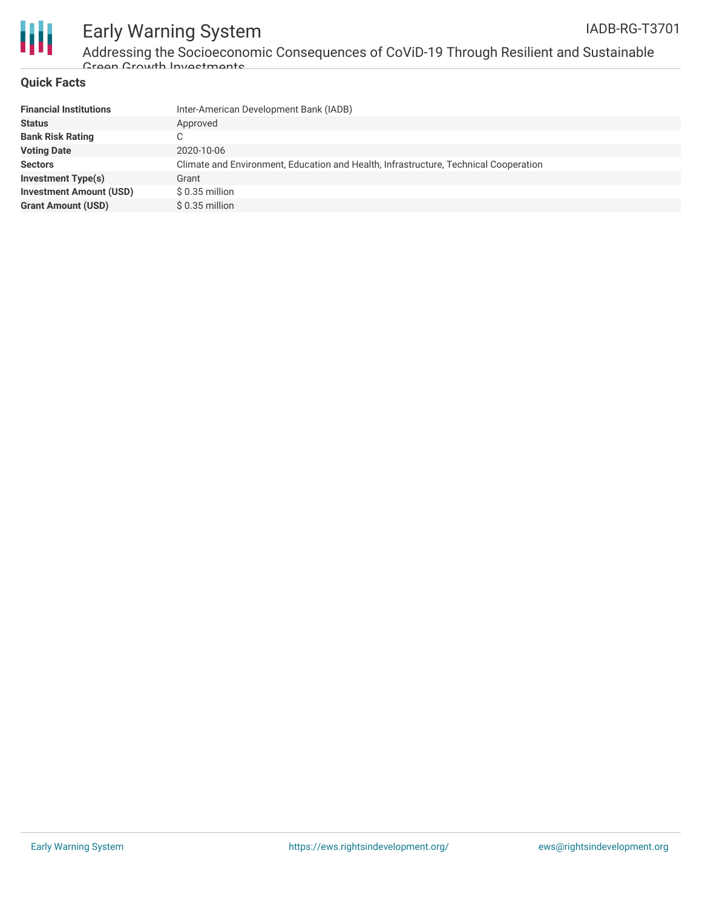## Quick Facts

| | |
|---|---|
| **Financial Institutions** | Inter-American Development Bank (IADB) |
| **Status** | Approved |
| **Bank Risk Rating** | C |
| **Voting Date** | 2020-10-06 |
| **Sectors** | Climate and Environment, Education and Health, Infrastructure, Technical Cooperation |
| **Investment Type(s)** | Grant |
| **Investment Amount (USD)** | $ 0.35 million |
| **Grant Amount (USD)** | $ 0.35 million |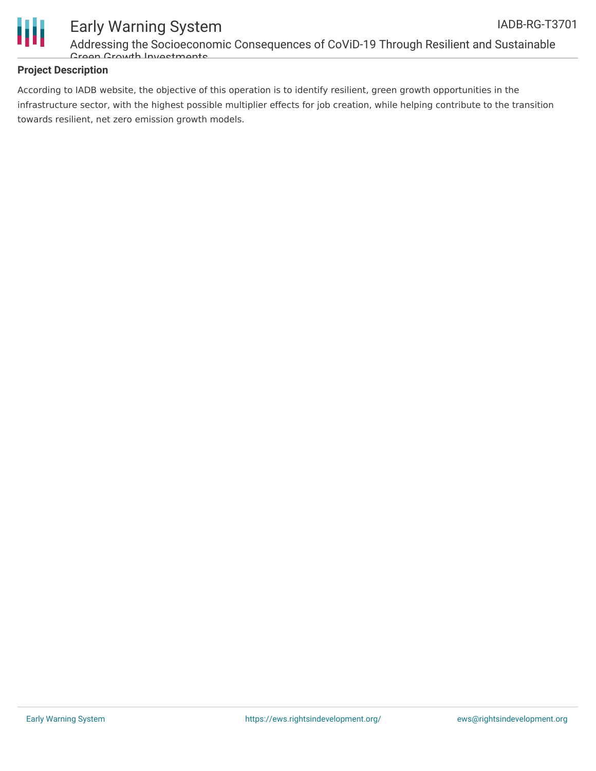## Project Description

According to IADB website, the objective of this operation is to identify resilient, green growth opportunities in the infrastructure sector, with the highest possible multiplier effects for job creation, while helping contribute to the transition towards resilient, net zero emission growth models.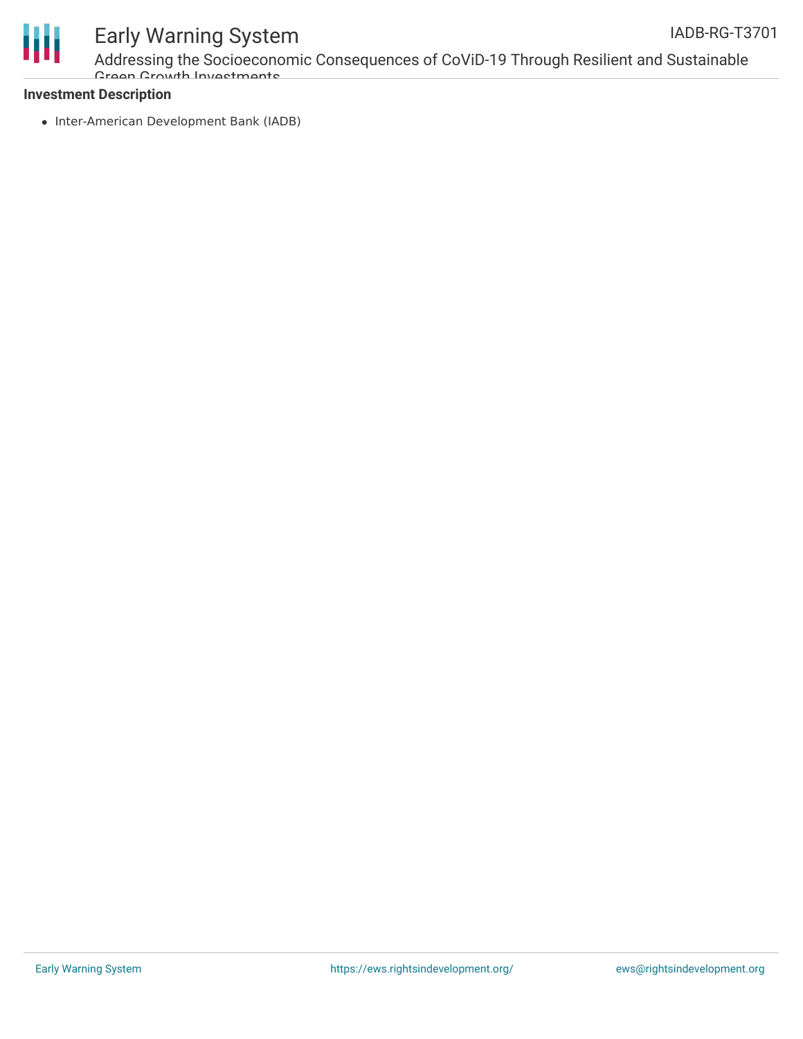**Investment Description**

- Inter-American Development Bank (IADB)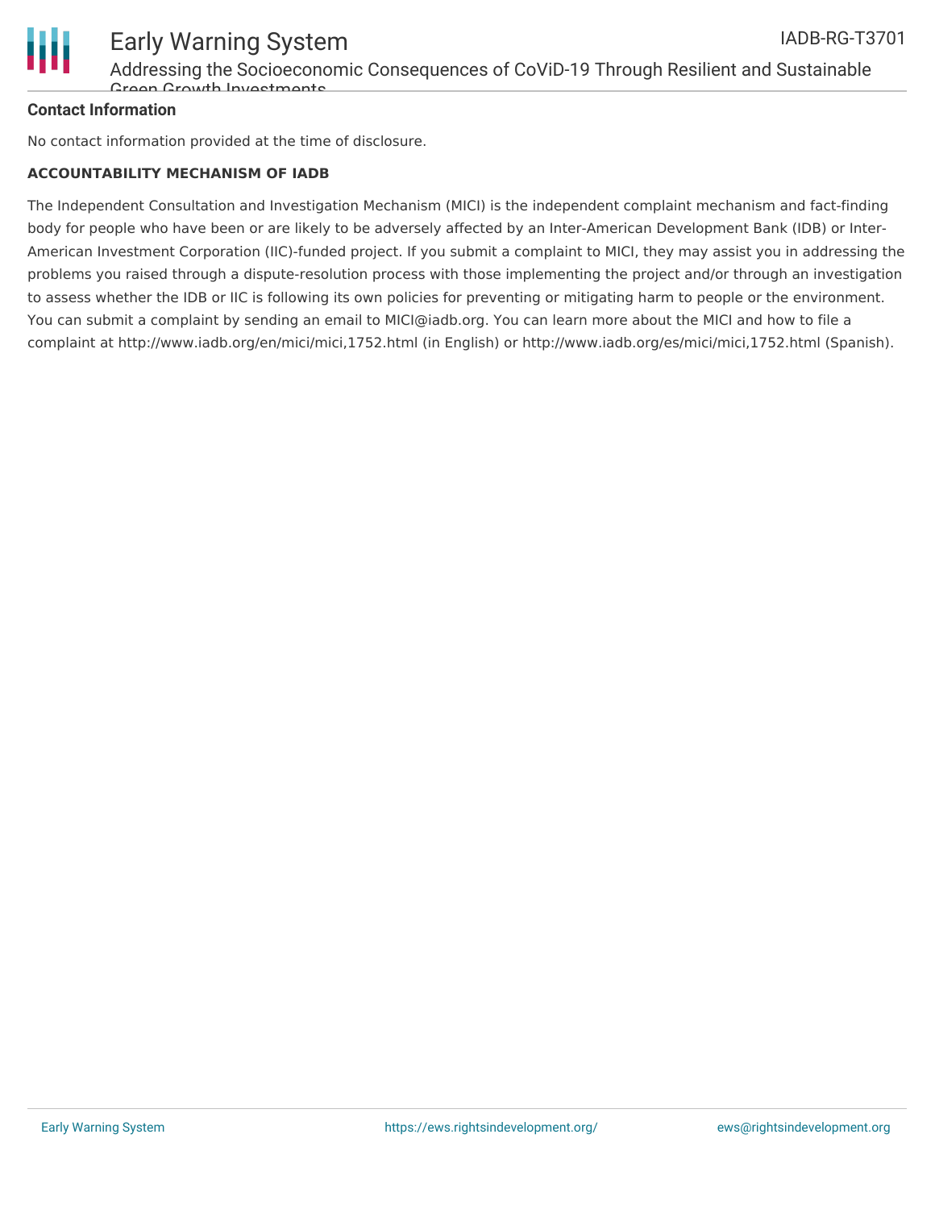### Contact Information

No contact information provided at the time of disclosure.

**ACCOUNTABILITY MECHANISM OF IADB**

The Independent Consultation and Investigation Mechanism (MICI) is the independent complaint mechanism and fact-finding body for people who have been or are likely to be adversely affected by an Inter-American Development Bank (IDB) or Inter-American Investment Corporation (IIC)-funded project. If you submit a complaint to MICI, they may assist you in addressing the problems you raised through a dispute-resolution process with those implementing the project and/or through an investigation to assess whether the IDB or IIC is following its own policies for preventing or mitigating harm to people or the environment. You can submit a complaint by sending an email to MICI@iadb.org. You can learn more about the MICI and how to file a complaint at http://www.iadb.org/en/mici/mici,1752.html (in English) or http://www.iadb.org/es/mici/mici,1752.html (Spanish).